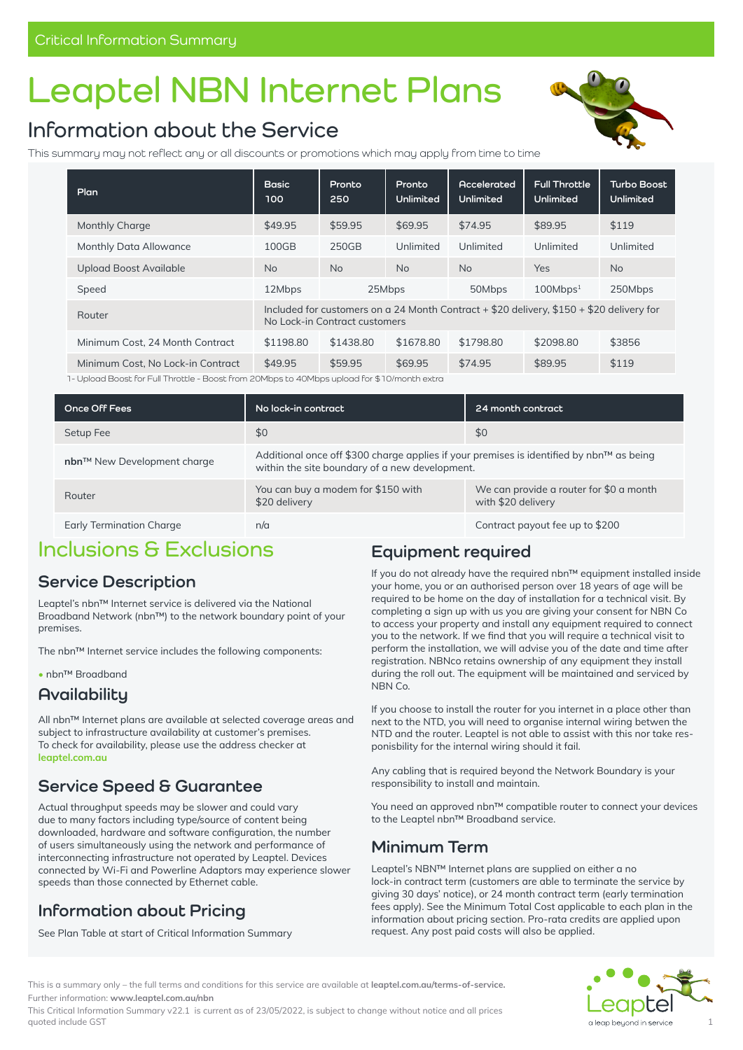Critical Information Summary

# Leaptel NBN Internet Plans

## Information about the Service

This summary may not reflect any or all discounts or promotions which may apply from time to time

| Plan | Basic 100 | Pronto 250 | Pronto Unlimited | Accelerated Unlimited | Full Throttle Unlimited | Turbo Boost Unlimited |
|---|---|---|---|---|---|---|
| Monthly Charge | $49.95 | $59.95 | $69.95 | $74.95 | $89.95 | $119 |
| Monthly Data Allowance | 100GB | 250GB | Unlimited | Unlimited | Unlimited | Unlimited |
| Upload Boost Available | No | No | No | No | Yes | No |
| Speed | 12Mbps | 25Mbps | | 50Mbps | 100Mbps[1] | 250Mbps |
| Router | Included for customers on a 24 Month Contract + $20 delivery, $150 + $20 delivery for No Lock-in Contract customers | | | | | |
| Minimum Cost, 24 Month Contract | $1198.80 | $1438.80 | $1678.80 | $1798.80 | $2098.80 | $3856 |
| Minimum Cost, No Lock-in Contract | $49.95 | $59.95 | $69.95 | $74.95 | $89.95 | $119 |

1- Upload Boost for Full Throttle - Boost from 20Mbps to 40Mbps upload for $10/month extra

| Once Off Fees | No lock-in contract | 24 month contract |
|---|---|---|
| Setup Fee | $0 | $0 |
| **nbn**™ New Development charge | Additional once off $300 charge applies if your premises is identified by nbn™ as being within the site boundary of a new development. | |
| Router | You can buy a modem for $150 with $20 delivery | We can provide a router for $0 a month with $20 delivery |
| Early Termination Charge | n/a | Contract payout fee up to $200 |

# Inclusions & Exclusions

## Service Description

Leaptel's nbn™ Internet service is delivered via the National Broadband Network (nbn™) to the network boundary point of your premises.

The nbn™ Internet service includes the following components:

- nbn™ Broadband

## Availability

All nbn™ Internet plans are available at selected coverage areas and subject to infrastructure availability at customer's premises. To check for availability, please use the address checker at **leaptel.com.au**

## Service Speed & Guarantee

Actual throughput speeds may be slower and could vary due to many factors including type/source of content being downloaded, hardware and software configuration, the number of users simultaneously using the network and performance of interconnecting infrastructure not operated by Leaptel. Devices connected by Wi-Fi and Powerline Adaptors may experience slower speeds than those connected by Ethernet cable.

## Information about Pricing

See Plan Table at start of Critical Information Summary

## Equipment required

If you do not already have the required nbn™ equipment installed inside your home, you or an authorised person over 18 years of age will be required to be home on the day of installation for a technical visit. By completing a sign up with us you are giving your consent for NBN Co to access your property and install any equipment required to connect you to the network. If we find that you will require a technical visit to perform the installation, we will advise you of the date and time after registration. NBNco retains ownership of any equipment they install during the roll out. The equipment will be maintained and serviced by NBN Co.

If you choose to install the router for you internet in a place other than next to the NTD, you will need to organise internal wiring betwen the NTD and the router. Leaptel is not able to assist with this nor take responsibility for the internal wiring should it fail.

Any cabling that is required beyond the Network Boundary is your responsibility to install and maintain.

You need an approved nbn™ compatible router to connect your devices to the Leaptel nbn™ Broadband service.

## Minimum Term

Leaptel's NBN™ Internet plans are supplied on either a no lock-in contract term (customers are able to terminate the service by giving 30 days' notice), or 24 month contract term (early termination fees apply). See the Minimum Total Cost applicable to each plan in the information about pricing section. Pro-rata credits are applied upon request. Any post paid costs will also be applied.

This is a summary only – the full terms and conditions for this service are available at **leaptel.com.au/terms-of-service.**
Further information: **www.leaptel.com.au/nbn**
This Critical Information Summary v22.1 is current as of 23/05/2022, is subject to change without notice and all prices quoted include GST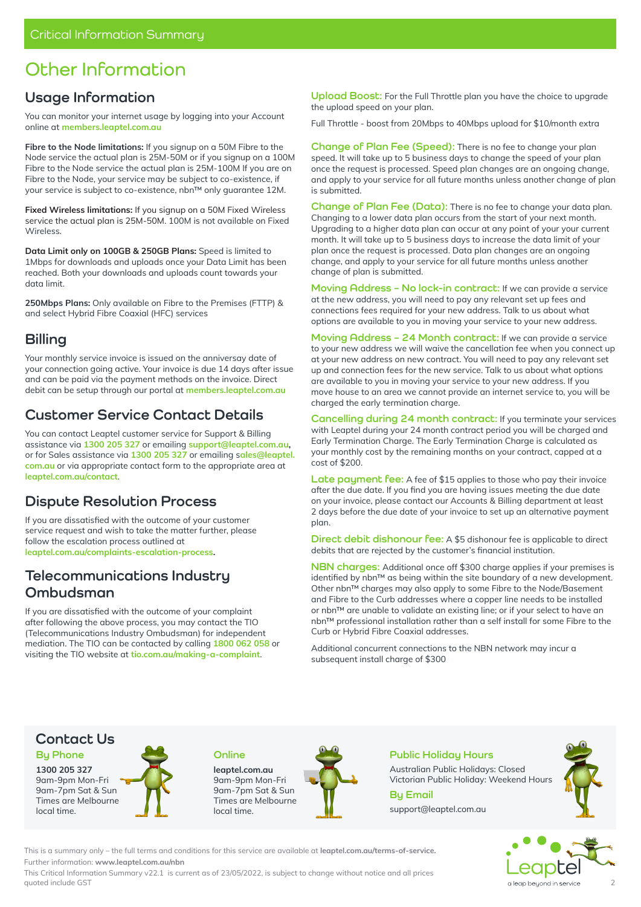# Other Information

## Usage Information

You can monitor your internet usage by logging into your Account online at **members.leaptel.com.au**

**Fibre to the Node limitations:** If you signup on a 50M Fibre to the Node service the actual plan is 25M-50M or if you signup on a 100M Fibre to the Node service the actual plan is 25M-100M If you are on Fibre to the Node, your service may be subject to co-existence, if your service is subject to co-existence, nbn™ only guarantee 12M.

**Fixed Wireless limitations:** If you signup on a 50M Fixed Wireless service the actual plan is 25M-50M. 100M is not available on Fixed Wireless.

**Data Limit only on 100GB & 250GB Plans:** Speed is limited to 1Mbps for downloads and uploads once your Data Limit has been reached. Both your downloads and uploads count towards your data limit.

**250Mbps Plans:** Only available on Fibre to the Premises (FTTP) & and select Hybrid Fibre Coaxial (HFC) services

## Billing

Your monthly service invoice is issued on the anniversay date of your connection going active. Your invoice is due 14 days after issue and can be paid via the payment methods on the invoice. Direct debit can be setup through our portal at **members.leaptel.com.au**

## Customer Service Contact Details

You can contact Leaptel customer service for Support & Billing assistance via **1300 205 327** or emailing **support@leaptel.com.au**, or for Sales assistance via **1300 205 327** or emailing **sales@leaptel.com.au** or via appropriate contact form to the appropriate area at **leaptel.com.au/contact**.

## Dispute Resolution Process

If you are dissatisfied with the outcome of your customer service request and wish to take the matter further, please follow the escalation process outlined at **leaptel.com.au/complaints-escalation-process**.

## Telecommunications Industry Ombudsman

If you are dissatisfied with the outcome of your complaint after following the above process, you may contact the TIO (Telecommunications Industry Ombudsman) for independent mediation. The TIO can be contacted by calling **1800 062 058** or visiting the TIO website at **tio.com.au/making-a-complaint**.

**Upload Boost:** For the Full Throttle plan you have the choice to upgrade the upload speed on your plan.

Full Throttle - boost from 20Mbps to 40Mbps upload for $10/month extra

**Change of Plan Fee (Speed):** There is no fee to change your plan speed. It will take up to 5 business days to change the speed of your plan once the request is processed. Speed plan changes are an ongoing change, and apply to your service for all future months unless another change of plan is submitted.

**Change of Plan Fee (Data):** There is no fee to change your data plan. Changing to a lower data plan occurs from the start of your next month. Upgrading to a higher data plan can occur at any point of your your current month. It will take up to 5 business days to increase the data limit of your plan once the request is processed. Data plan changes are an ongoing change, and apply to your service for all future months unless another change of plan is submitted.

**Moving Address – No lock-in contract:** If we can provide a service at the new address, you will need to pay any relevant set up fees and connections fees required for your new address. Talk to us about what options are available to you in moving your service to your new address.

**Moving Address – 24 Month contract:** If we can provide a service to your new address we will waive the cancellation fee when you connect up at your new address on new contract. You will need to pay any relevant set up and connection fees for the new service. Talk to us about what options are available to you in moving your service to your new address. If you move house to an area we cannot provide an internet service to, you will be charged the early termination charge.

**Cancelling during 24 month contract:** If you terminate your services with Leaptel during your 24 month contract period you will be charged and Early Termination Charge. The Early Termination Charge is calculated as your monthly cost by the remaining months on your contract, capped at a cost of $200.

**Late payment fee:** A fee of $15 applies to those who pay their invoice after the due date. If you find you are having issues meeting the due date on your invoice, please contact our Accounts & Billing department at least 2 days before the due date of your invoice to set up an alternative payment plan.

**Direct debit dishonour fee:** A $5 dishonour fee is applicable to direct debits that are rejected by the customer's financial institution.

**NBN charges:** Additional once off $300 charge applies if your premises is identified by nbn™ as being within the site boundary of a new development. Other nbn™ charges may also apply to some Fibre to the Node/Basement and Fibre to the Curb addresses where a copper line needs to be installed or nbn™ are unable to validate an existing line; or if your select to have an nbn™ professional installation rather than a self install for some Fibre to the Curb or Hybrid Fibre Coaxial addresses.

Additional concurrent connections to the NBN network may incur a subsequent install charge of $300

## Contact Us

### By Phone

**1300 205 327**
9am-9pm Mon-Fri
9am-7pm Sat & Sun
Times are Melbourne local time.

### Online

**leaptel.com.au**
9am-9pm Mon-Fri
9am-7pm Sat & Sun
Times are Melbourne local time.

### Public Holiday Hours

Australian Public Holidays: Closed
Victorian Public Holiday: Weekend Hours

### By Email

support@leaptel.com.au

This is a summary only – the full terms and conditions for this service are available at **leaptel.com.au/terms-of-service.**

Further information: **www.leaptel.com.au/nbn**

This Critical Information Summary v22.1 is current as of 23/05/2022, is subject to change without notice and all prices quoted include GST